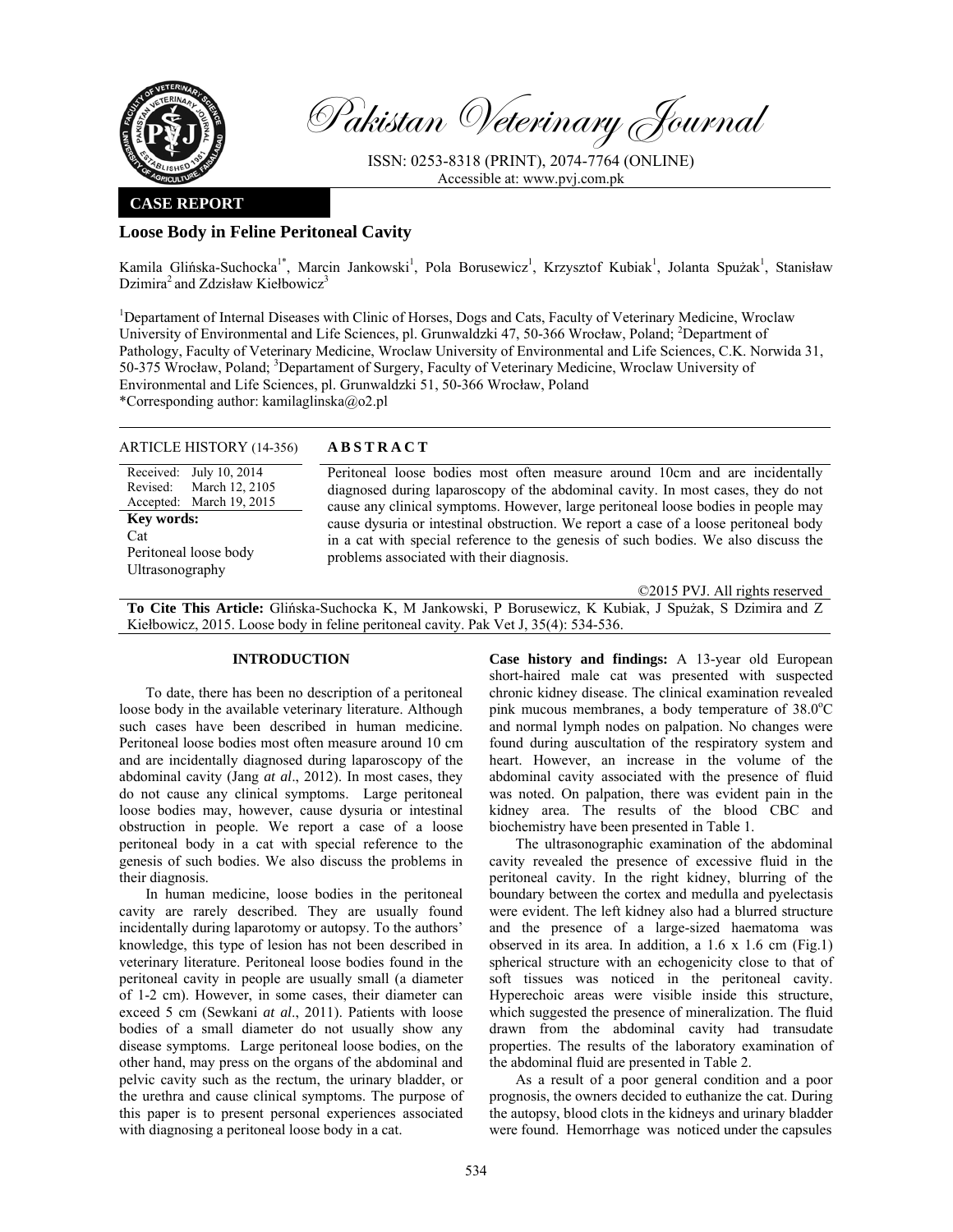# Pakistan Veterinary Journal

ISSN: 0253-8318 (PRINT), 2074-7764 (ONLINE)
Accessible at: www.pvj.com.pk

**CASE REPORT**

## Loose Body in Feline Peritoneal Cavity

Kamila Glińska-Suchocka[1*], Marcin Jankowski[1], Pola Borusewicz[1], Krzysztof Kubiak[1], Jolanta Spużak[1], Stanisław Dzimira[2] and Zdzisław Kiełbowicz[3]

[1]Departament of Internal Diseases with Clinic of Horses, Dogs and Cats, Faculty of Veterinary Medicine, Wroclaw University of Environmental and Life Sciences, pl. Grunwaldzki 47, 50-366 Wrocław, Poland; [2]Department of Pathology, Faculty of Veterinary Medicine, Wroclaw University of Environmental and Life Sciences, C.K. Norwida 31, 50-375 Wrocław, Poland; [3]Departament of Surgery, Faculty of Veterinary Medicine, Wroclaw University of Environmental and Life Sciences, pl. Grunwaldzki 51, 50-366 Wrocław, Poland

*Corresponding author: kamilaglinska@o2.pl

**ARTICLE HISTORY** (14-356)

Received: July 10, 2014
Revised: March 12, 2105
Accepted: March 19, 2015

**Key words:**
Cat
Peritoneal loose body
Ultrasonography

**ABSTRACT**

Peritoneal loose bodies most often measure around 10cm and are incidentally diagnosed during laparoscopy of the abdominal cavity. In most cases, they do not cause any clinical symptoms. However, large peritoneal loose bodies in people may cause dysuria or intestinal obstruction. We report a case of a loose peritoneal body in a cat with special reference to the genesis of such bodies. We also discuss the problems associated with their diagnosis.

©2015 PVJ. All rights reserved

**To Cite This Article:** Glińska-Suchocka K, M Jankowski, P Borusewicz, K Kubiak, J Spużak, S Dzimira and Z Kiełbowicz, 2015. Loose body in feline peritoneal cavity. Pak Vet J, 35(4): 534-536.

### INTRODUCTION

To date, there has been no description of a peritoneal loose body in the available veterinary literature. Although such cases have been described in human medicine. Peritoneal loose bodies most often measure around 10 cm and are incidentally diagnosed during laparoscopy of the abdominal cavity (Jang *at al*., 2012). In most cases, they do not cause any clinical symptoms. Large peritoneal loose bodies may, however, cause dysuria or intestinal obstruction in people. We report a case of a loose peritoneal body in a cat with special reference to the genesis of such bodies. We also discuss the problems in their diagnosis.

In human medicine, loose bodies in the peritoneal cavity are rarely described. They are usually found incidentally during laparotomy or autopsy. To the authors' knowledge, this type of lesion has not been described in veterinary literature. Peritoneal loose bodies found in the peritoneal cavity in people are usually small (a diameter of 1-2 cm). However, in some cases, their diameter can exceed 5 cm (Sewkani *at al*., 2011). Patients with loose bodies of a small diameter do not usually show any disease symptoms. Large peritoneal loose bodies, on the other hand, may press on the organs of the abdominal and pelvic cavity such as the rectum, the urinary bladder, or the urethra and cause clinical symptoms. The purpose of this paper is to present personal experiences associated with diagnosing a peritoneal loose body in a cat.

**Case history and findings:** A 13-year old European short-haired male cat was presented with suspected chronic kidney disease. The clinical examination revealed pink mucous membranes, a body temperature of 38.0°C and normal lymph nodes on palpation. No changes were found during auscultation of the respiratory system and heart. However, an increase in the volume of the abdominal cavity associated with the presence of fluid was noted. On palpation, there was evident pain in the kidney area. The results of the blood CBC and biochemistry have been presented in Table 1.

The ultrasonographic examination of the abdominal cavity revealed the presence of excessive fluid in the peritoneal cavity. In the right kidney, blurring of the boundary between the cortex and medulla and pyelectasis were evident. The left kidney also had a blurred structure and the presence of a large-sized haematoma was observed in its area. In addition, a 1.6 x 1.6 cm (Fig.1) spherical structure with an echogenicity close to that of soft tissues was noticed in the peritoneal cavity. Hyperechoic areas were visible inside this structure, which suggested the presence of mineralization. The fluid drawn from the abdominal cavity had transudate properties. The results of the laboratory examination of the abdominal fluid are presented in Table 2.

As a result of a poor general condition and a poor prognosis, the owners decided to euthanize the cat. During the autopsy, blood clots in the kidneys and urinary bladder were found. Hemorrhage was noticed under the capsules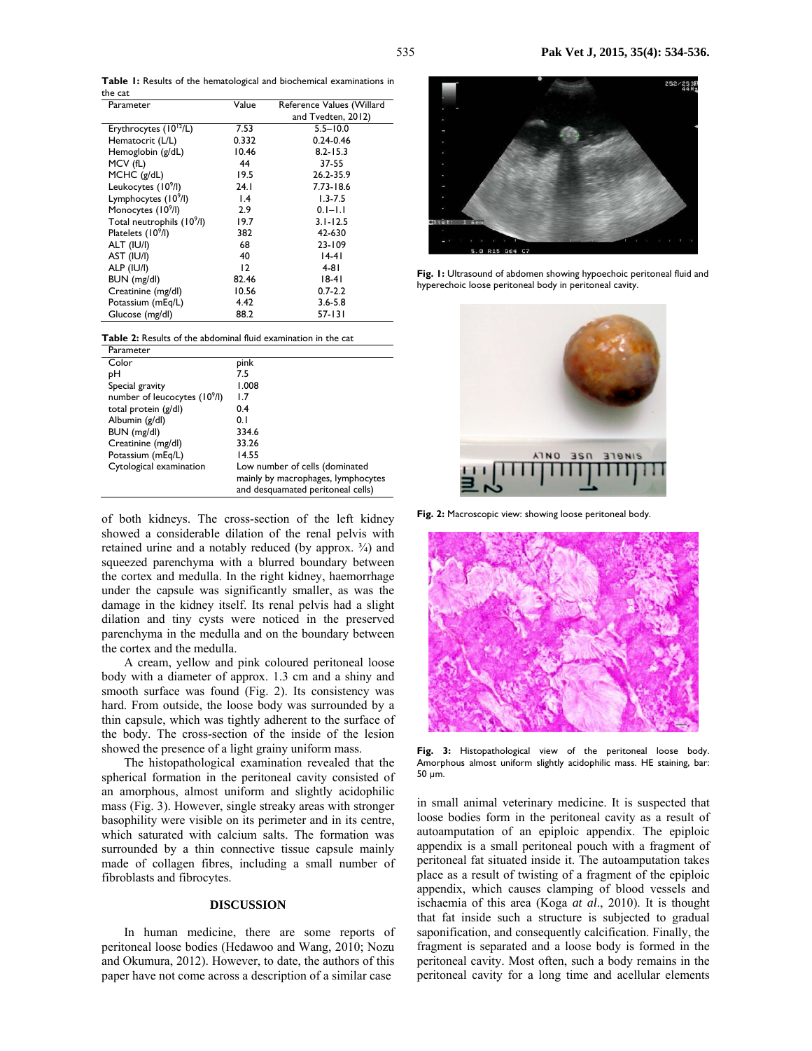**Table 1:** Results of the hematological and biochemical examinations in the cat

| Parameter | Value | Reference Values (Willard and Tvedten, 2012) |
|---|---|---|
| Erythrocytes ($10^{12}$/L) | 7.53 | 5.5–10.0 |
| Hematocrit (L/L) | 0.332 | 0.24-0.46 |
| Hemoglobin (g/dL) | 10.46 | 8.2-15.3 |
| MCV (fL) | 44 | 37-55 |
| MCHC (g/dL) | 19.5 | 26.2-35.9 |
| Leukocytes ($10^9$/l) | 24.1 | 7.73-18.6 |
| Lymphocytes ($10^9$/l) | 1.4 | 1.3-7.5 |
| Monocytes ($10^9$/l) | 2.9 | 0.1–1.1 |
| Total neutrophils ($10^9$/l) | 19.7 | 3.1-12.5 |
| Platelets ($10^9$/l) | 382 | 42-630 |
| ALT (IU/l) | 68 | 23-109 |
| AST (IU/l) | 40 | 14-41 |
| ALP (IU/l) | 12 | 4-81 |
| BUN (mg/dl) | 82.46 | 18-41 |
| Creatinine (mg/dl) | 10.56 | 0.7-2.2 |
| Potassium (mEq/l) | 4.42 | 3.6-5.8 |
| Glucose (mg/dl) | 88.2 | 57-131 |

**Table 2:** Results of the abdominal fluid examination in the cat

| Parameter | |
|---|---|
| Color | pink |
| pH | 7.5 |
| Special gravity | 1.008 |
| number of leucocytes ($10^9$/l) | 1.7 |
| total protein (g/dl) | 0.4 |
| Albumin (g/dl) | 0.1 |
| BUN (mg/dl) | 334.6 |
| Creatinine (mg/dl) | 33.26 |
| Potassium (mEq/l) | 14.55 |
| Cytological examination | Low number of cells (dominated mainly by macrophages, lymphocytes and desquamated peritoneal cells) |

of both kidneys. The cross-section of the left kidney showed a considerable dilation of the renal pelvis with retained urine and a notably reduced (by approx. ¾) and squeezed parenchyma with a blurred boundary between the cortex and medulla. In the right kidney, haemorrhage under the capsule was significantly smaller, as was the damage in the kidney itself. Its renal pelvis had a slight dilation and tiny cysts were noticed in the preserved parenchyma in the medulla and on the boundary between the cortex and the medulla.

A cream, yellow and pink coloured peritoneal loose body with a diameter of approx. 1.3 cm and a shiny and smooth surface was found (Fig. 2). Its consistency was hard. From outside, the loose body was surrounded by a thin capsule, which was tightly adherent to the surface of the body. The cross-section of the inside of the lesion showed the presence of a light grainy uniform mass.

The histopathological examination revealed that the spherical formation in the peritoneal cavity consisted of an amorphous, almost uniform and slightly acidophilic mass (Fig. 3). However, single streaky areas with stronger basophility were visible on its perimeter and in its centre, which saturated with calcium salts. The formation was surrounded by a thin connective tissue capsule mainly made of collagen fibres, including a small number of fibroblasts and fibrocytes.

## DISCUSSION

In human medicine, there are some reports of peritoneal loose bodies (Hedawoo and Wang, 2010; Nozu and Okumura, 2012). However, to date, the authors of this paper have not come across a description of a similar case in small animal veterinary medicine. It is suspected that loose bodies form in the peritoneal cavity as a result of autoamputation of an epiploic appendix. The epiploic appendix is a small peritoneal pouch with a fragment of peritoneal fat situated inside it. The autoamputation takes place as a result of twisting of a fragment of the epiploic appendix, which causes clamping of blood vessels and ischaemia of this area (Koga *at al*., 2010). It is thought that fat inside such a structure is subjected to gradual saponification, and consequently calcification. Finally, the fragment is separated and a loose body is formed in the peritoneal cavity. Most often, such a body remains in the peritoneal cavity for a long time and acellular elements

**Fig. 1:** Ultrasound of abdomen showing hypoechoic peritoneal fluid and hyperechoic loose peritoneal body in peritoneal cavity.

**Fig. 2:** Macroscopic view: showing loose peritoneal body.

**Fig. 3:** Histopathological view of the peritoneal loose body. Amorphous almost uniform slightly acidophilic mass. HE staining, bar: 50 μm.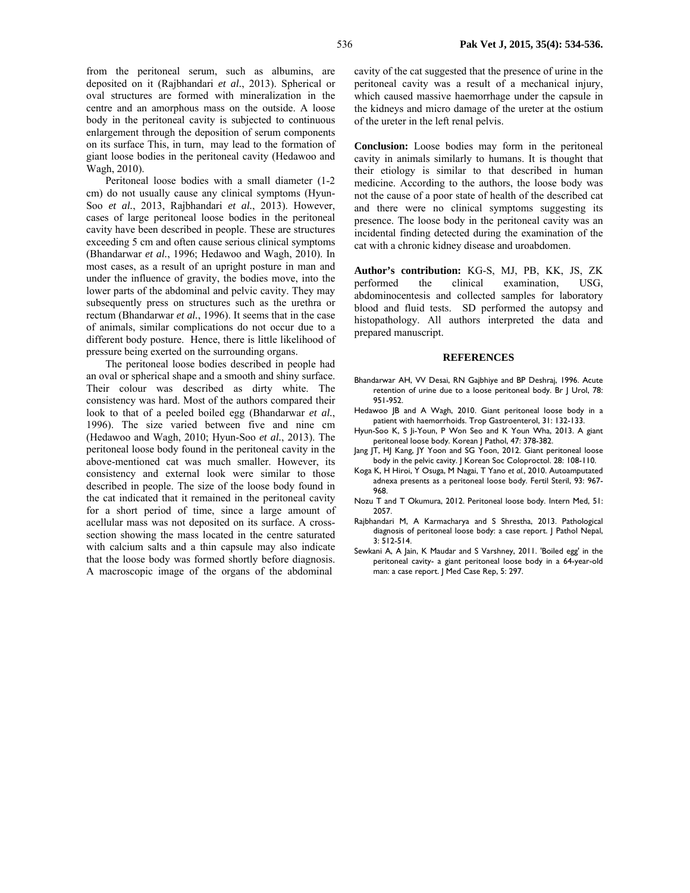from the peritoneal serum, such as albumins, are deposited on it (Rajbhandari *et al*., 2013). Spherical or oval structures are formed with mineralization in the centre and an amorphous mass on the outside. A loose body in the peritoneal cavity is subjected to continuous enlargement through the deposition of serum components on its surface This, in turn, may lead to the formation of giant loose bodies in the peritoneal cavity (Hedawoo and Wagh, 2010).

Peritoneal loose bodies with a small diameter (1-2 cm) do not usually cause any clinical symptoms (Hyun-Soo *et al*., 2013, Rajbhandari *et al*., 2013). However, cases of large peritoneal loose bodies in the peritoneal cavity have been described in people. These are structures exceeding 5 cm and often cause serious clinical symptoms (Bhandarwar *et al*., 1996; Hedawoo and Wagh, 2010). In most cases, as a result of an upright posture in man and under the influence of gravity, the bodies move, into the lower parts of the abdominal and pelvic cavity. They may subsequently press on structures such as the urethra or rectum (Bhandarwar *et al*., 1996). It seems that in the case of animals, similar complications do not occur due to a different body posture. Hence, there is little likelihood of pressure being exerted on the surrounding organs.

The peritoneal loose bodies described in people had an oval or spherical shape and a smooth and shiny surface. Their colour was described as dirty white. The consistency was hard. Most of the authors compared their look to that of a peeled boiled egg (Bhandarwar *et al*., 1996). The size varied between five and nine cm (Hedawoo and Wagh, 2010; Hyun-Soo *et al*., 2013). The peritoneal loose body found in the peritoneal cavity in the above-mentioned cat was much smaller. However, its consistency and external look were similar to those described in people. The size of the loose body found in the cat indicated that it remained in the peritoneal cavity for a short period of time, since a large amount of acellular mass was not deposited on its surface. A cross-section showing the mass located in the centre saturated with calcium salts and a thin capsule may also indicate that the loose body was formed shortly before diagnosis. A macroscopic image of the organs of the abdominal cavity of the cat suggested that the presence of urine in the peritoneal cavity was a result of a mechanical injury, which caused massive haemorrhage under the capsule in the kidneys and micro damage of the ureter at the ostium of the ureter in the left renal pelvis.

**Conclusion:** Loose bodies may form in the peritoneal cavity in animals similarly to humans. It is thought that their etiology is similar to that described in human medicine. According to the authors, the loose body was not the cause of a poor state of health of the described cat and there were no clinical symptoms suggesting its presence. The loose body in the peritoneal cavity was an incidental finding detected during the examination of the cat with a chronic kidney disease and uroabdomen.

**Author's contribution:** KG-S, MJ, PB, KK, JS, ZK performed the clinical examination, USG, abdominocentesis and collected samples for laboratory blood and fluid tests. SD performed the autopsy and histopathology. All authors interpreted the data and prepared manuscript.

## REFERENCES

Bhandarwar AH, VV Desai, RN Gajbhiye and BP Deshraj, 1996. Acute retention of urine due to a loose peritoneal body. Br J Urol, 78: 951-952.

Hedawoo JB and A Wagh, 2010. Giant peritoneal loose body in a patient with haemorrhoids. Trop Gastroenterol, 31: 132-133.

Hyun-Soo K, S Ji-Youn, P Won Seo and K Youn Wha, 2013. A giant peritoneal loose body. Korean J Pathol, 47: 378-382.

Jang JT, HJ Kang, JY Yoon and SG Yoon, 2012. Giant peritoneal loose body in the pelvic cavity. J Korean Soc Coloproctol. 28: 108-110.

Koga K, H Hiroi, Y Osuga, M Nagai, T Yano *et al*., 2010. Autoamputated adnexa presents as a peritoneal loose body. Fertil Steril, 93: 967-968.

Nozu T and T Okumura, 2012. Peritoneal loose body. Intern Med, 51: 2057.

Rajbhandari M, A Karmacharya and S Shrestha, 2013. Pathological diagnosis of peritoneal loose body: a case report. J Pathol Nepal, 3: 512-514.

Sewkani A, A Jain, K Maudar and S Varshney, 2011. 'Boiled egg' in the peritoneal cavity- a giant peritoneal loose body in a 64-year-old man: a case report. J Med Case Rep, 5: 297.